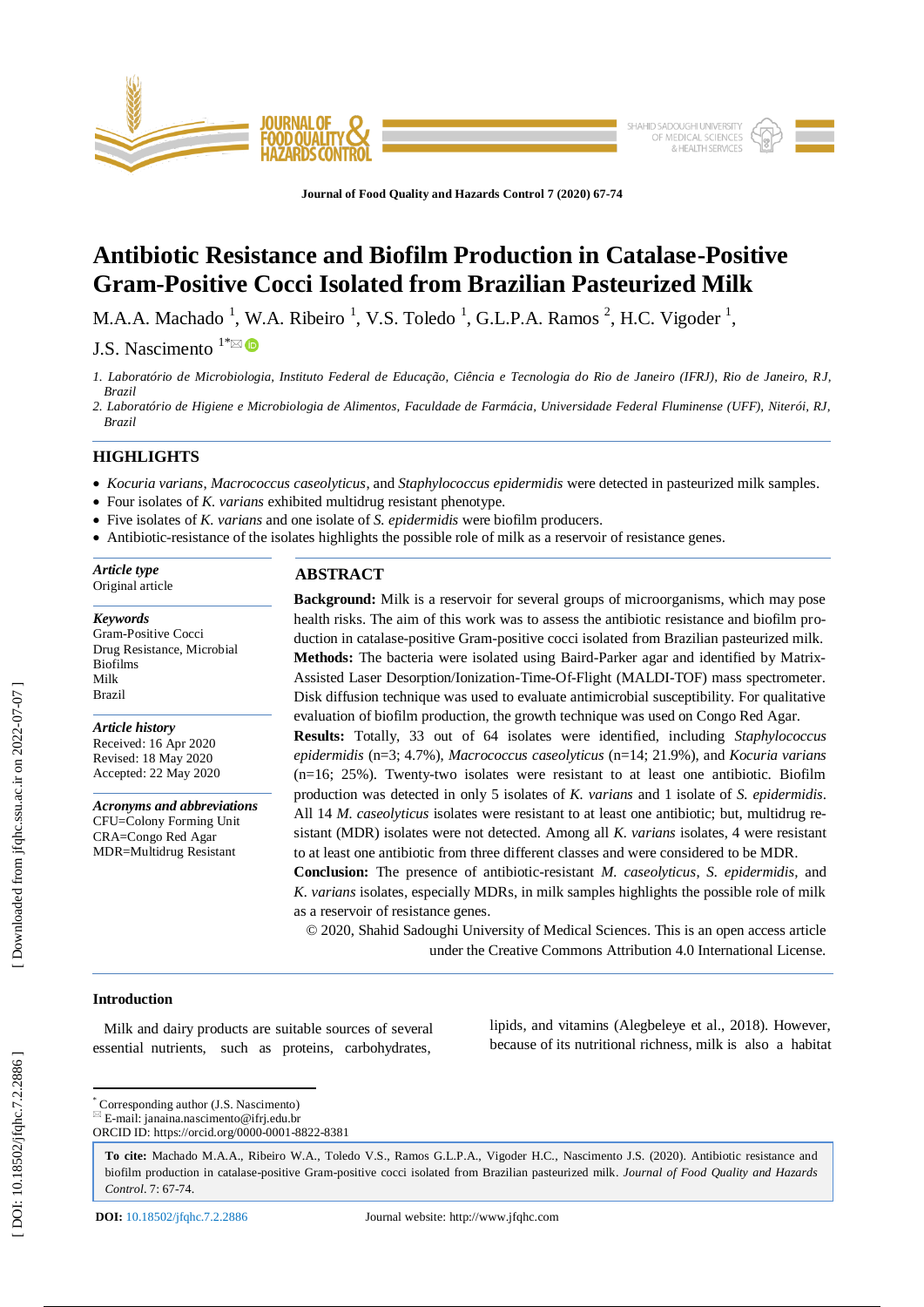# Antibiotic Resistance and Biofilm Production in Catalase-Positive Gram-Positive Cocci Isolated from Brazilian Pasteurized Milk

M.A.A. Machado [1], W.A. Ribeiro [1], V.S. Toledo [1], G.L.P.A. Ramos [2], H.C. Vigoder [1], J.S. Nascimento [1*]

*1. Laboratório de Microbiologia, Instituto Federal de Educação, Ciência e Tecnologia do Rio de Janeiro (IFRJ), Rio de Janeiro, RJ, Brazil*

*2. Laboratório de Higiene e Microbiologia de Alimentos, Faculdade de Farmácia, Universidade Federal Fluminense (UFF), Niterói, RJ, Brazil*

## HIGHLIGHTS

- *Kocuria varians*, *Macrococcus caseolyticus*, and *Staphylococcus epidermidis* were detected in pasteurized milk samples.
- Four isolates of *K. varians* exhibited multidrug resistant phenotype.
- Five isolates of *K. varians* and one isolate of *S. epidermidis* were biofilm producers.
- Antibiotic-resistance of the isolates highlights the possible role of milk as a reservoir of resistance genes.

***Article type***
Original article

***Keywords***
Gram-Positive Cocci
Drug Resistance, Microbial
Biofilms
Milk
Brazil

***Article history***
Received: 16 Apr 2020
Revised: 18 May 2020
Accepted: 22 May 2020

***Acronyms and abbreviations***
CFU=Colony Forming Unit
CRA=Congo Red Agar
MDR=Multidrug Resistant

## ABSTRACT

**Background:** Milk is a reservoir for several groups of microorganisms, which may pose health risks. The aim of this work was to assess the antibiotic resistance and biofilm production in catalase-positive Gram-positive cocci isolated from Brazilian pasteurized milk.

**Methods:** The bacteria were isolated using Baird-Parker agar and identified by Matrix-Assisted Laser Desorption/Ionization-Time-Of-Flight (MALDI-TOF) mass spectrometer. Disk diffusion technique was used to evaluate antimicrobial susceptibility. For qualitative evaluation of biofilm production, the growth technique was used on Congo Red Agar.

**Results:** Totally, 33 out of 64 isolates were identified, including *Staphylococcus epidermidis* (n=3; 4.7%), *Macrococcus caseolyticus* (n=14; 21.9%), and *Kocuria varians* (n=16; 25%). Twenty-two isolates were resistant to at least one antibiotic. Biofilm production was detected in only 5 isolates of *K. varians* and 1 isolate of *S. epidermidis*. All 14 *M. caseolyticus* isolates were resistant to at least one antibiotic; but, multidrug resistant (MDR) isolates were not detected. Among all *K. varians* isolates, 4 were resistant to at least one antibiotic from three different classes and were considered to be MDR.

**Conclusion:** The presence of antibiotic-resistant *M. caseolyticus*, *S. epidermidis*, and *K. varians* isolates, especially MDRs, in milk samples highlights the possible role of milk as a reservoir of resistance genes.

© 2020, Shahid Sadoughi University of Medical Sciences. This is an open access article under the Creative Commons Attribution 4.0 International License.

### Introduction

Milk and dairy products are suitable sources of several essential nutrients, such as proteins, carbohydrates, lipids, and vitamins (Alegbeleye et al., 2018). However, because of its nutritional richness, milk is also a habitat

---

[*] Corresponding author (J.S. Nascimento)
E-mail: janaina.nascimento@ifrj.edu.br
ORCID ID: https://orcid.org/0000-0001-8822-8381

**To cite:** Machado M.A.A., Ribeiro W.A., Toledo V.S., Ramos G.L.P.A., Vigoder H.C., Nascimento J.S. (2020). Antibiotic resistance and biofilm production in catalase-positive Gram-positive cocci isolated from Brazilian pasteurized milk. *Journal of Food Quality and Hazards Control*. 7: 67-74.

**DOI:** 10.18502/jfqhc.7.2.2886    Journal website: http://www.jfqhc.com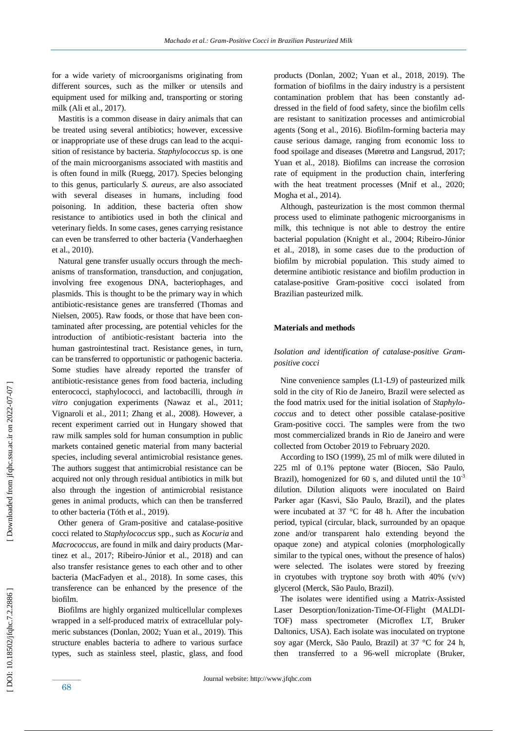for a wide variety of microorganisms originating from different sources, such as the milker or utensils and equipment used for milking and, transporting or storing milk (Ali et al., 2017).

Mastitis is a common disease in dairy animals that can be treated using several antibiotics; however, excessive or inappropriate use of these drugs can lead to the acquisition of resistance by bacteria. *Staphylococcus* sp. is one of the main microorganisms associated with mastitis and is often found in milk (Ruegg, 2017). Species belonging to this genus, particularly *S. aureus*, are also associated with several diseases in humans, including food poisoning. In addition, these bacteria often show resistance to antibiotics used in both the clinical and veterinary fields. In some cases, genes carrying resistance can even be transferred to other bacteria (Vanderhaeghen et al., 2010).

Natural gene transfer usually occurs through the mechanisms of transformation, transduction, and conjugation, involving free exogenous DNA, bacteriophages, and plasmids. This is thought to be the primary way in which antibiotic-resistance genes are transferred (Thomas and Nielsen, 2005). Raw foods, or those that have been contaminated after processing, are potential vehicles for the introduction of antibiotic-resistant bacteria into the human gastrointestinal tract. Resistance genes, in turn, can be transferred to opportunistic or pathogenic bacteria. Some studies have already reported the transfer of antibiotic-resistance genes from food bacteria, including enterococci, staphylococci, and lactobacilli, through *in vitro* conjugation experiments (Nawaz et al., 2011; Vignaroli et al., 2011; Zhang et al., 2008). However, a recent experiment carried out in Hungary showed that raw milk samples sold for human consumption in public markets contained genetic material from many bacterial species, including several antimicrobial resistance genes. The authors suggest that antimicrobial resistance can be acquired not only through residual antibiotics in milk but also through the ingestion of antimicrobial resistance genes in animal products, which can then be transferred to other bacteria (Tóth et al., 2019).

Other genera of Gram-positive and catalase-positive cocci related to *Staphylococcus* spp., such as *Kocuria* and *Macrococcus*, are found in milk and dairy products (Martinez et al., 2017; Ribeiro-Júnior et al., 2018) and can also transfer resistance genes to each other and to other bacteria (MacFadyen et al., 2018). In some cases, this transference can be enhanced by the presence of the biofilm.

Biofilms are highly organized multicellular complexes wrapped in a self-produced matrix of extracellular polymeric substances (Donlan, 2002; Yuan et al., 2019). This structure enables bacteria to adhere to various surface types, such as stainless steel, plastic, glass, and food products (Donlan, 2002; Yuan et al., 2018, 2019). The formation of biofilms in the dairy industry is a persistent contamination problem that has been constantly addressed in the field of food safety, since the biofilm cells are resistant to sanitization processes and antimicrobial agents (Song et al., 2016). Biofilm-forming bacteria may cause serious damage, ranging from economic loss to food spoilage and diseases (Møretrø and Langsrud, 2017; Yuan et al., 2018). Biofilms can increase the corrosion rate of equipment in the production chain, interfering with the heat treatment processes (Mnif et al., 2020; Mogha et al., 2014).

Although, pasteurization is the most common thermal process used to eliminate pathogenic microorganisms in milk, this technique is not able to destroy the entire bacterial population (Knight et al., 2004; Ribeiro-Júnior et al., 2018), in some cases due to the production of biofilm by microbial population. This study aimed to determine antibiotic resistance and biofilm production in catalase-positive Gram-positive cocci isolated from Brazilian pasteurized milk.

## Materials and methods

### *Isolation and identification of catalase-positive Gram-positive cocci*

Nine convenience samples (L1-L9) of pasteurized milk sold in the city of Rio de Janeiro, Brazil were selected as the food matrix used for the initial isolation of *Staphylococcus* and to detect other possible catalase-positive Gram-positive cocci. The samples were from the two most commercialized brands in Rio de Janeiro and were collected from October 2019 to February 2020.

According to ISO (1999), 25 ml of milk were diluted in 225 ml of 0.1% peptone water (Biocen, São Paulo, Brazil), homogenized for 60 s, and diluted until the $10^{-3}$ dilution. Dilution aliquots were inoculated on Baird Parker agar (Kasvi, São Paulo, Brazil), and the plates were incubated at 37 °C for 48 h. After the incubation period, typical (circular, black, surrounded by an opaque zone and/or transparent halo extending beyond the opaque zone) and atypical colonies (morphologically similar to the typical ones, without the presence of halos) were selected. The isolates were stored by freezing in cryotubes with tryptone soy broth with 40% (v/v) glycerol (Merck, São Paulo, Brazil).

The isolates were identified using a Matrix-Assisted Laser Desorption/Ionization-Time-Of-Flight (MALDI-TOF) mass spectrometer (Microflex LT, Bruker Daltonics, USA). Each isolate was inoculated on tryptone soy agar (Merck, São Paulo, Brazil) at 37 °C for 24 h, then transferred to a 96-well microplate (Bruker,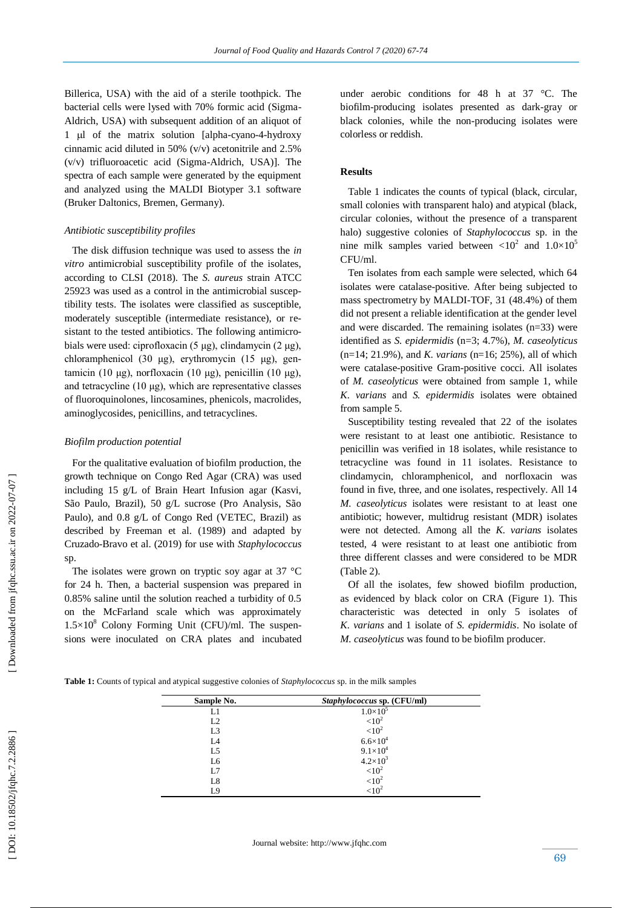Billerica, USA) with the aid of a sterile toothpick. The bacterial cells were lysed with 70% formic acid (Sigma-Aldrich, USA) with subsequent addition of an aliquot of 1 µl of the matrix solution [alpha-cyano-4-hydroxy cinnamic acid diluted in 50% (v/v) acetonitrile and 2.5% (v/v) trifluoroacetic acid (Sigma-Aldrich, USA)]. The spectra of each sample were generated by the equipment and analyzed using the MALDI Biotyper 3.1 software (Bruker Daltonics, Bremen, Germany).

### *Antibiotic susceptibility profiles*

The disk diffusion technique was used to assess the *in vitro* antimicrobial susceptibility profile of the isolates, according to CLSI (2018). The *S. aureus* strain ATCC 25923 was used as a control in the antimicrobial susceptibility tests. The isolates were classified as susceptible, moderately susceptible (intermediate resistance), or resistant to the tested antibiotics. The following antimicrobials were used: ciprofloxacin (5 µg), clindamycin (2 µg), chloramphenicol (30 µg), erythromycin (15 µg), gentamicin (10 µg), norfloxacin (10 µg), penicillin (10 µg), and tetracycline (10 µg), which are representative classes of fluoroquinolones, lincosamines, phenicols, macrolides, aminoglycosides, penicillins, and tetracyclines.

### *Biofilm production potential*

For the qualitative evaluation of biofilm production, the growth technique on Congo Red Agar (CRA) was used including 15 g/L of Brain Heart Infusion agar (Kasvi, São Paulo, Brazil), 50 g/L sucrose (Pro Analysis, São Paulo), and 0.8 g/L of Congo Red (VETEC, Brazil) as described by Freeman et al. (1989) and adapted by Cruzado-Bravo et al. (2019) for use with *Staphylococcus* sp.

The isolates were grown on tryptic soy agar at 37 °C for 24 h. Then, a bacterial suspension was prepared in 0.85% saline until the solution reached a turbidity of 0.5 on the McFarland scale which was approximately $1.5\times10^8$ Colony Forming Unit (CFU)/ml. The suspensions were inoculated on CRA plates and incubated under aerobic conditions for 48 h at 37 °C. The biofilm-producing isolates presented as dark-gray or black colonies, while the non-producing isolates were colorless or reddish.

## Results

Table 1 indicates the counts of typical (black, circular, small colonies with transparent halo) and atypical (black, circular colonies, without the presence of a transparent halo) suggestive colonies of *Staphylococcus* sp. in the nine milk samples varied between $<10^2$ and $1.0\times10^5$ CFU/ml.

Ten isolates from each sample were selected, which 64 isolates were catalase-positive. After being subjected to mass spectrometry by MALDI-TOF, 31 (48.4%) of them did not present a reliable identification at the gender level and were discarded. The remaining isolates (n=33) were identified as *S. epidermidis* (n=3; 4.7%), *M. caseolyticus* (n=14; 21.9%), and *K. varians* (n=16; 25%), all of which were catalase-positive Gram-positive cocci. All isolates of *M. caseolyticus* were obtained from sample 1, while *K. varians* and *S. epidermidis* isolates were obtained from sample 5.

Susceptibility testing revealed that 22 of the isolates were resistant to at least one antibiotic. Resistance to penicillin was verified in 18 isolates, while resistance to tetracycline was found in 11 isolates. Resistance to clindamycin, chloramphenicol, and norfloxacin was found in five, three, and one isolates, respectively. All 14 *M. caseolyticus* isolates were resistant to at least one antibiotic; however, multidrug resistant (MDR) isolates were not detected. Among all the *K. varians* isolates tested, 4 were resistant to at least one antibiotic from three different classes and were considered to be MDR (Table 2).

Of all the isolates, few showed biofilm production, as evidenced by black color on CRA (Figure 1). This characteristic was detected in only 5 isolates of *K. varians* and 1 isolate of *S. epidermidis*. No isolate of *M. caseolyticus* was found to be biofilm producer.

**Table 1:** Counts of typical and atypical suggestive colonies of *Staphylococcus* sp. in the milk samples

| Sample No. | *Staphylococcus* sp. (CFU/ml) |
|---|---|
| L1 | $1.0\times10^5$ |
| L2 | $<10^2$ |
| L3 | $<10^2$ |
| L4 | $6.6\times10^4$ |
| L5 | $9.1\times10^4$ |
| L6 | $4.2\times10^3$ |
| L7 | $<10^2$ |
| L8 | $<10^2$ |
| L9 | $<10^2$ |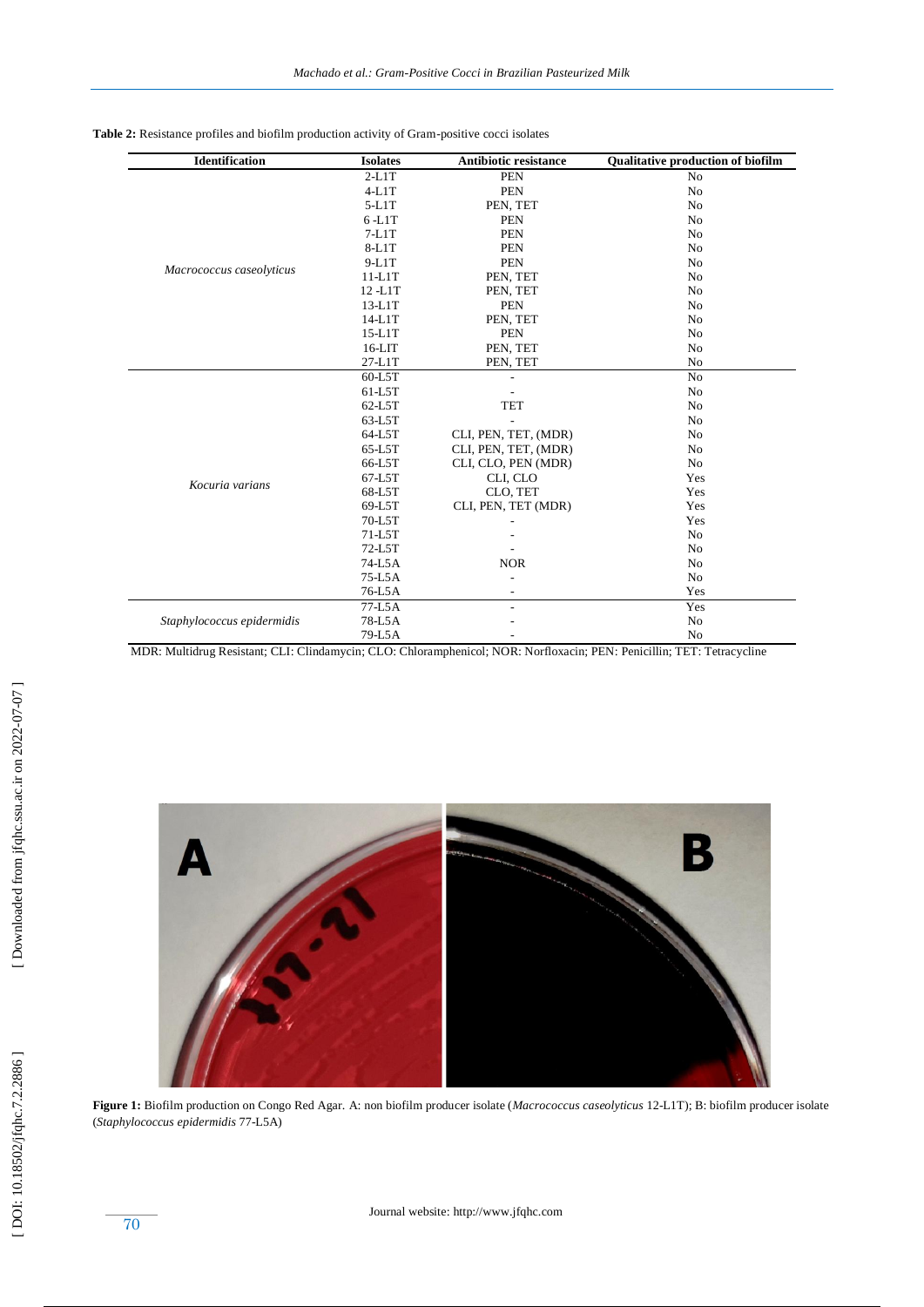**Table 2:** Resistance profiles and biofilm production activity of Gram-positive cocci isolates

| Identification | Isolates | Antibiotic resistance | Qualitative production of biofilm |
|---|---|---|---|
| *Macrococcus caseolyticus* | 2-L1T | PEN | No |
| | 4-L1T | PEN | No |
| | 5-L1T | PEN, TET | No |
| | 6 -L1T | PEN | No |
| | 7-L1T | PEN | No |
| | 8-L1T | PEN | No |
| | 9-L1T | PEN | No |
| | 11-L1T | PEN, TET | No |
| | 12 -L1T | PEN, TET | No |
| | 13-L1T | PEN | No |
| | 14-L1T | PEN, TET | No |
| | 15-L1T | PEN | No |
| | 16-LIT | PEN, TET | No |
| | 27-L1T | PEN, TET | No |
| *Kocuria varians* | 60-L5T | - | No |
| | 61-L5T | - | No |
| | 62-L5T | TET | No |
| | 63-L5T | - | No |
| | 64-L5T | CLI, PEN, TET, (MDR) | No |
| | 65-L5T | CLI, PEN, TET, (MDR) | No |
| | 66-L5T | CLI, CLO, PEN (MDR) | No |
| | 67-L5T | CLI, CLO | Yes |
| | 68-L5T | CLO, TET | Yes |
| | 69-L5T | CLI, PEN, TET (MDR) | Yes |
| | 70-L5T | - | Yes |
| | 71-L5T | - | No |
| | 72-L5T | - | No |
| | 74-L5A | NOR | No |
| | 75-L5A | - | No |
| | 76-L5A | - | Yes |
| *Staphylococcus epidermidis* | 77-L5A | - | Yes |
| | 78-L5A | - | No |
| | 79-L5A | - | No |

MDR: Multidrug Resistant; CLI: Clindamycin; CLO: Chloramphenicol; NOR: Norfloxacin; PEN: Penicillin; TET: Tetracycline

**Figure 1:** Biofilm production on Congo Red Agar. A: non biofilm producer isolate (*Macrococcus caseolyticus* 12-L1T); B: biofilm producer isolate (*Staphylococcus epidermidis* 77-L5A)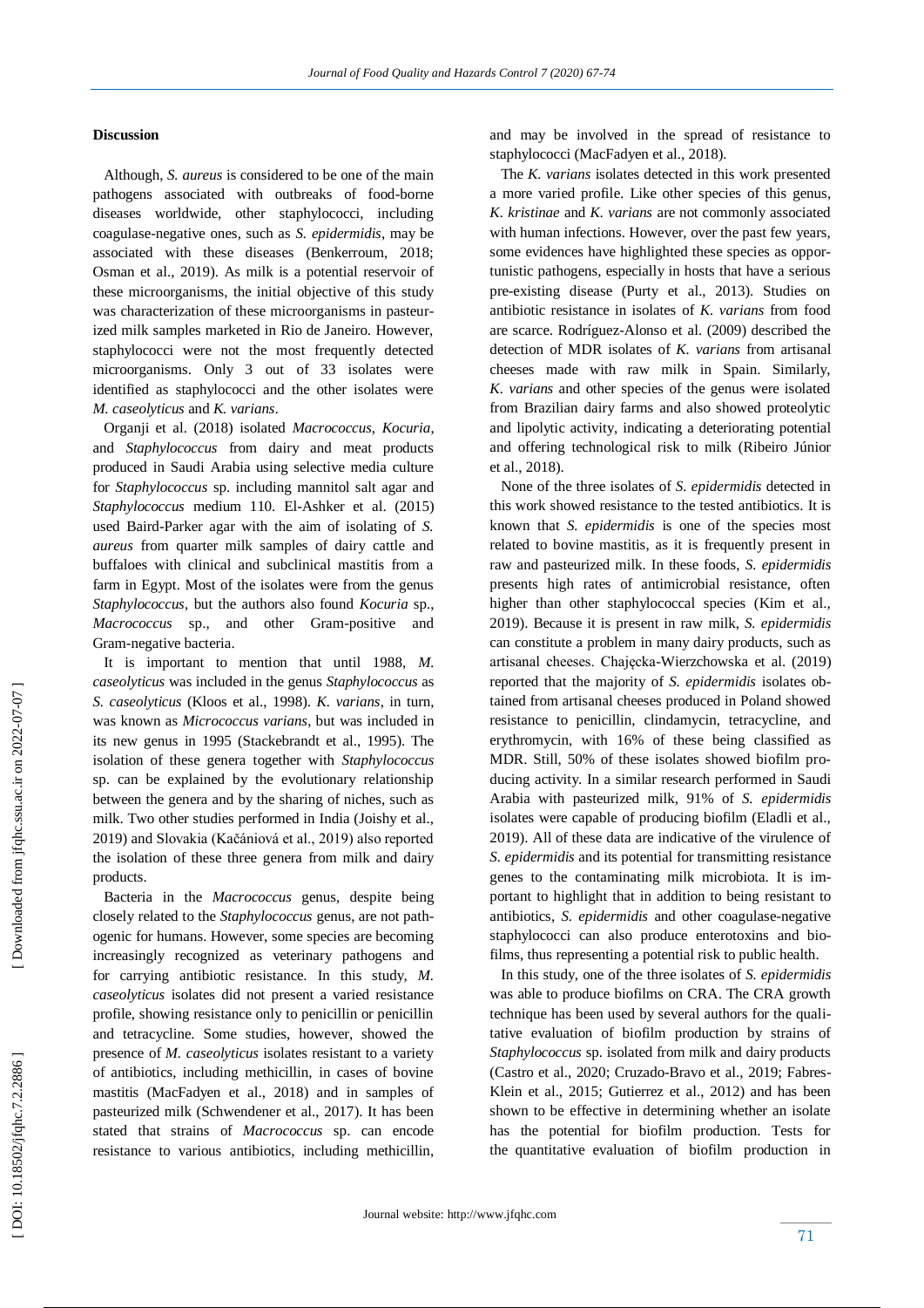### Discussion

Although, *S. aureus* is considered to be one of the main pathogens associated with outbreaks of food-borne diseases worldwide, other staphylococci, including coagulase-negative ones, such as *S. epidermidis*, may be associated with these diseases (Benkerroum, 2018; Osman et al., 2019). As milk is a potential reservoir of these microorganisms, the initial objective of this study was characterization of these microorganisms in pasteurized milk samples marketed in Rio de Janeiro. However, staphylococci were not the most frequently detected microorganisms. Only 3 out of 33 isolates were identified as staphylococci and the other isolates were *M. caseolyticus* and *K. varians*.

Organji et al. (2018) isolated *Macrococcus*, *Kocuria*, and *Staphylococcus* from dairy and meat products produced in Saudi Arabia using selective media culture for *Staphylococcus* sp. including mannitol salt agar and *Staphylococcus* medium 110. El-Ashker et al. (2015) used Baird-Parker agar with the aim of isolating of *S. aureus* from quarter milk samples of dairy cattle and buffaloes with clinical and subclinical mastitis from a farm in Egypt. Most of the isolates were from the genus *Staphylococcus*, but the authors also found *Kocuria* sp., *Macrococcus* sp., and other Gram-positive and Gram-negative bacteria.

It is important to mention that until 1988, *M. caseolyticus* was included in the genus *Staphylococcus* as *S. caseolyticus* (Kloos et al., 1998). *K. varians*, in turn, was known as *Micrococcus varians*, but was included in its new genus in 1995 (Stackebrandt et al., 1995). The isolation of these genera together with *Staphylococcus* sp. can be explained by the evolutionary relationship between the genera and by the sharing of niches, such as milk. Two other studies performed in India (Joishy et al., 2019) and Slovakia (Kačániová et al., 2019) also reported the isolation of these three genera from milk and dairy products.

Bacteria in the *Macrococcus* genus, despite being closely related to the *Staphylococcus* genus, are not pathogenic for humans. However, some species are becoming increasingly recognized as veterinary pathogens and for carrying antibiotic resistance. In this study, *M. caseolyticus* isolates did not present a varied resistance profile, showing resistance only to penicillin or penicillin and tetracycline. Some studies, however, showed the presence of *M. caseolyticus* isolates resistant to a variety of antibiotics, including methicillin, in cases of bovine mastitis (MacFadyen et al., 2018) and in samples of pasteurized milk (Schwendener et al., 2017). It has been stated that strains of *Macrococcus* sp. can encode resistance to various antibiotics, including methicillin, and may be involved in the spread of resistance to staphylococci (MacFadyen et al., 2018).

The *K. varians* isolates detected in this work presented a more varied profile. Like other species of this genus, *K. kristinae* and *K. varians* are not commonly associated with human infections. However, over the past few years, some evidences have highlighted these species as opportunistic pathogens, especially in hosts that have a serious pre-existing disease (Purty et al., 2013). Studies on antibiotic resistance in isolates of *K. varians* from food are scarce. Rodríguez-Alonso et al. (2009) described the detection of MDR isolates of *K. varians* from artisanal cheeses made with raw milk in Spain. Similarly, *K. varians* and other species of the genus were isolated from Brazilian dairy farms and also showed proteolytic and lipolytic activity, indicating a deteriorating potential and offering technological risk to milk (Ribeiro Júnior et al., 2018).

None of the three isolates of *S. epidermidis* detected in this work showed resistance to the tested antibiotics. It is known that *S. epidermidis* is one of the species most related to bovine mastitis, as it is frequently present in raw and pasteurized milk. In these foods, *S. epidermidis* presents high rates of antimicrobial resistance, often higher than other staphylococcal species (Kim et al., 2019). Because it is present in raw milk, *S. epidermidis* can constitute a problem in many dairy products, such as artisanal cheeses. Chajęcka-Wierzchowska et al. (2019) reported that the majority of *S. epidermidis* isolates obtained from artisanal cheeses produced in Poland showed resistance to penicillin, clindamycin, tetracycline, and erythromycin, with 16% of these being classified as MDR. Still, 50% of these isolates showed biofilm producing activity. In a similar research performed in Saudi Arabia with pasteurized milk, 91% of *S. epidermidis* isolates were capable of producing biofilm (Eladli et al., 2019). All of these data are indicative of the virulence of *S. epidermidis* and its potential for transmitting resistance genes to the contaminating milk microbiota. It is important to highlight that in addition to being resistant to antibiotics, *S. epidermidis* and other coagulase-negative staphylococci can also produce enterotoxins and biofilms, thus representing a potential risk to public health.

In this study, one of the three isolates of *S. epidermidis* was able to produce biofilms on CRA. The CRA growth technique has been used by several authors for the qualitative evaluation of biofilm production by strains of *Staphylococcus* sp. isolated from milk and dairy products (Castro et al., 2020; Cruzado-Bravo et al., 2019; Fabres-Klein et al., 2015; Gutierrez et al., 2012) and has been shown to be effective in determining whether an isolate has the potential for biofilm production. Tests for the quantitative evaluation of biofilm production in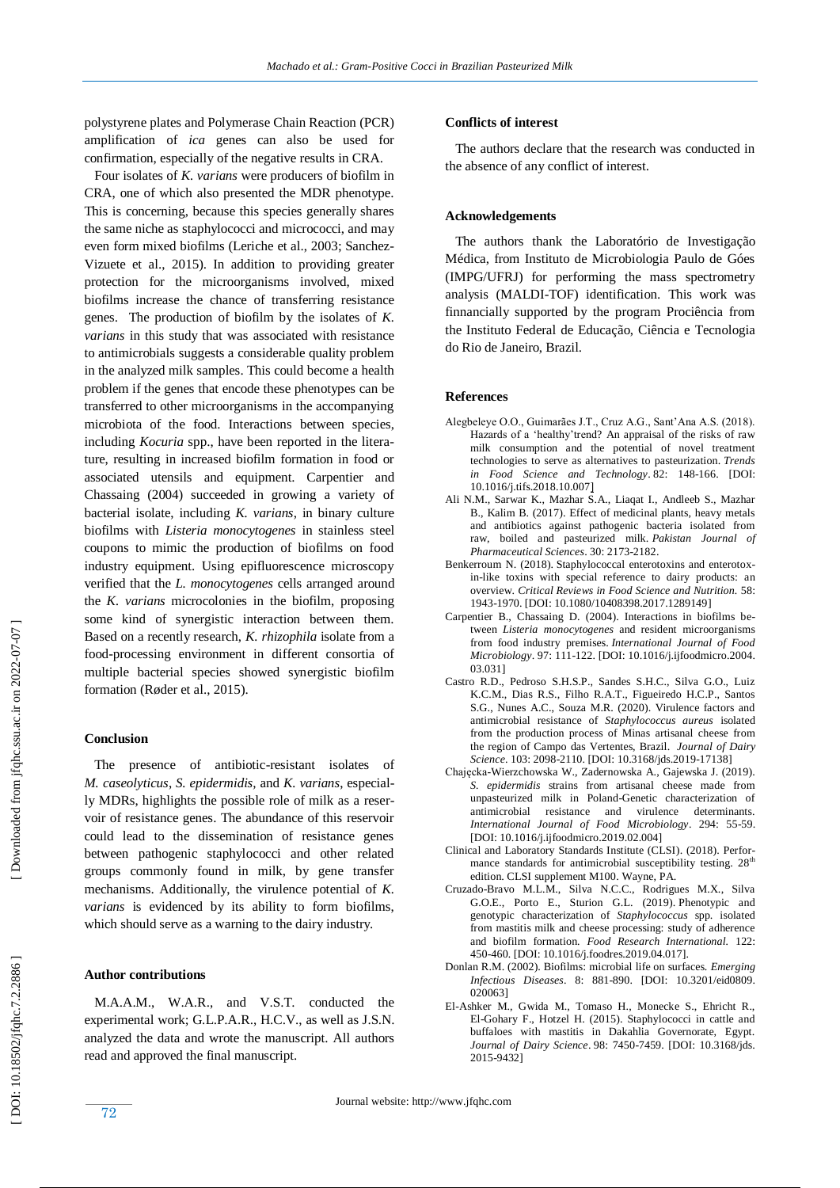polystyrene plates and Polymerase Chain Reaction (PCR) amplification of *ica* genes can also be used for confirmation, especially of the negative results in CRA.

Four isolates of *K. varians* were producers of biofilm in CRA, one of which also presented the MDR phenotype. This is concerning, because this species generally shares the same niche as staphylococci and micrococci, and may even form mixed biofilms (Leriche et al., 2003; Sanchez-Vizuete et al., 2015). In addition to providing greater protection for the microorganisms involved, mixed biofilms increase the chance of transferring resistance genes. The production of biofilm by the isolates of *K. varians* in this study that was associated with resistance to antimicrobials suggests a considerable quality problem in the analyzed milk samples. This could become a health problem if the genes that encode these phenotypes can be transferred to other microorganisms in the accompanying microbiota of the food. Interactions between species, including *Kocuria* spp., have been reported in the literature, resulting in increased biofilm formation in food or associated utensils and equipment. Carpentier and Chassaing (2004) succeeded in growing a variety of bacterial isolate, including *K. varians*, in binary culture biofilms with *Listeria monocytogenes* in stainless steel coupons to mimic the production of biofilms on food industry equipment. Using epifluorescence microscopy verified that the *L. monocytogenes* cells arranged around the *K. varians* microcolonies in the biofilm, proposing some kind of synergistic interaction between them. Based on a recently research, *K. rhizophila* isolate from a food-processing environment in different consortia of multiple bacterial species showed synergistic biofilm formation (Røder et al., 2015).

## Conclusion

The presence of antibiotic-resistant isolates of *M. caseolyticus*, *S. epidermidis*, and *K. varians*, especially MDRs, highlights the possible role of milk as a reservoir of resistance genes. The abundance of this reservoir could lead to the dissemination of resistance genes between pathogenic staphylococci and other related groups commonly found in milk, by gene transfer mechanisms. Additionally, the virulence potential of *K. varians* is evidenced by its ability to form biofilms, which should serve as a warning to the dairy industry.

## Author contributions

M.A.A.M., W.A.R., and V.S.T. conducted the experimental work; G.L.P.A.R., H.C.V., as well as J.S.N. analyzed the data and wrote the manuscript. All authors read and approved the final manuscript.

## Conflicts of interest

The authors declare that the research was conducted in the absence of any conflict of interest.

## Acknowledgements

The authors thank the Laboratório de Investigação Médica, from Instituto de Microbiologia Paulo de Góes (IMPG/UFRJ) for performing the mass spectrometry analysis (MALDI-TOF) identification. This work was finnancially supported by the program Prociência from the Instituto Federal de Educação, Ciência e Tecnologia do Rio de Janeiro, Brazil.

## References

Alegbeleye O.O., Guimarães J.T., Cruz A.G., Sant'Ana A.S. (2018). Hazards of a 'healthy'trend? An appraisal of the risks of raw milk consumption and the potential of novel treatment technologies to serve as alternatives to pasteurization. *Trends in Food Science and Technology*. 82: 148-166. [DOI: 10.1016/j.tifs.2018.10.007]

Ali N.M., Sarwar K., Mazhar S.A., Liaqat I., Andleeb S., Mazhar B., Kalim B. (2017). Effect of medicinal plants, heavy metals and antibiotics against pathogenic bacteria isolated from raw, boiled and pasteurized milk. *Pakistan Journal of Pharmaceutical Sciences*. 30: 2173-2182.

Benkerroum N. (2018). Staphylococcal enterotoxins and enterotoxin-like toxins with special reference to dairy products: an overview. *Critical Reviews in Food Science and Nutrition*. 58: 1943-1970. [DOI: 10.1080/10408398.2017.1289149]

Carpentier B., Chassaing D. (2004). Interactions in biofilms between *Listeria monocytogenes* and resident microorganisms from food industry premises. *International Journal of Food Microbiology*. 97: 111-122. [DOI: 10.1016/j.ijfoodmicro.2004.03.031]

Castro R.D., Pedroso S.H.S.P., Sandes S.H.C., Silva G.O., Luiz K.C.M., Dias R.S., Filho R.A.T., Figueiredo H.C.P., Santos S.G., Nunes A.C., Souza M.R. (2020). Virulence factors and antimicrobial resistance of *Staphylococcus aureus* isolated from the production process of Minas artisanal cheese from the region of Campo das Vertentes, Brazil. *Journal of Dairy Science*. 103: 2098-2110. [DOI: 10.3168/jds.2019-17138]

Chajęcka-Wierzchowska W., Zadernowska A., Gajewska J. (2019). *S. epidermidis* strains from artisanal cheese made from unpasteurized milk in Poland-Genetic characterization of antimicrobial resistance and virulence determinants. *International Journal of Food Microbiology*. 294: 55-59. [DOI: 10.1016/j.ijfoodmicro.2019.02.004]

Clinical and Laboratory Standards Institute (CLSI). (2018). Performance standards for antimicrobial susceptibility testing. 28th edition. CLSI supplement M100. Wayne, PA.

Cruzado-Bravo M.L.M., Silva N.C.C., Rodrigues M.X., Silva G.O.E., Porto E., Sturion G.L. (2019). Phenotypic and genotypic characterization of *Staphylococcus* spp. isolated from mastitis milk and cheese processing: study of adherence and biofilm formation. *Food Research International*. 122: 450-460. [DOI: 10.1016/j.foodres.2019.04.017].

Donlan R.M. (2002). Biofilms: microbial life on surfaces. *Emerging Infectious Diseases*. 8: 881-890. [DOI: 10.3201/eid0809.020063]

El-Ashker M., Gwida M., Tomaso H., Monecke S., Ehricht R., El-Gohary F., Hotzel H. (2015). Staphylococci in cattle and buffaloes with mastitis in Dakahlia Governorate, Egypt. *Journal of Dairy Science*. 98: 7450-7459. [DOI: 10.3168/jds.2015-9432]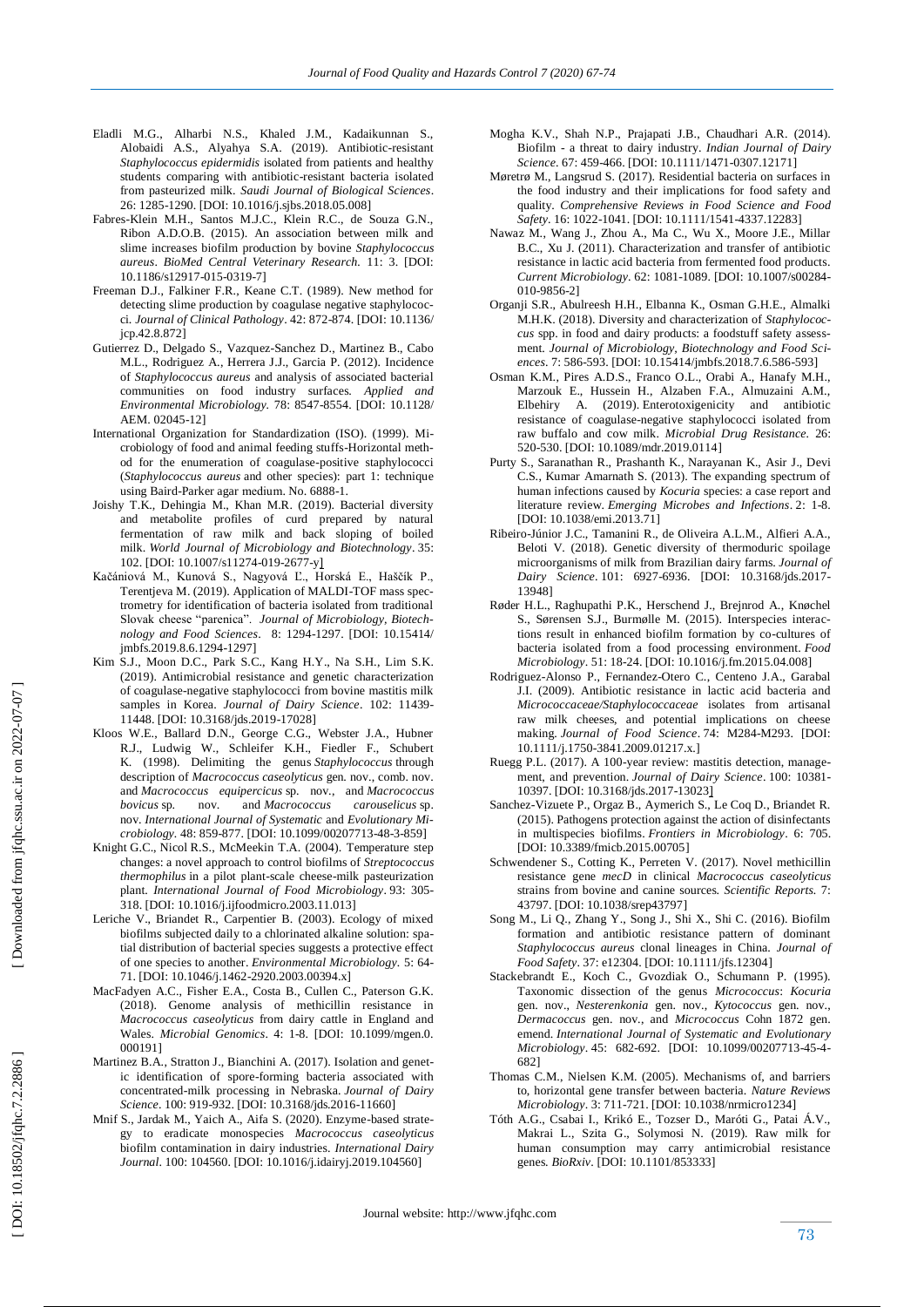Eladli M.G., Alharbi N.S., Khaled J.M., Kadaikunnan S., Alobaidi A.S., Alyahya S.A. (2019). Antibiotic-resistant *Staphylococcus epidermidis* isolated from patients and healthy students comparing with antibiotic-resistant bacteria isolated from pasteurized milk. *Saudi Journal of Biological Sciences*. 26: 1285-1290. [DOI: 10.1016/j.sjbs.2018.05.008]

Fabres-Klein M.H., Santos M.J.C., Klein R.C., de Souza G.N., Ribon A.D.O.B. (2015). An association between milk and slime increases biofilm production by bovine *Staphylococcus aureus*. *BioMed Central Veterinary Research*. 11: 3. [DOI: 10.1186/s12917-015-0319-7]

Freeman D.J., Falkiner F.R., Keane C.T. (1989). New method for detecting slime production by coagulase negative staphylococci. *Journal of Clinical Pathology*. 42: 872-874. [DOI: 10.1136/jcp.42.8.872]

Gutierrez D., Delgado S., Vazquez-Sanchez D., Martinez B., Cabo M.L., Rodriguez A., Herrera J.J., Garcia P. (2012). Incidence of *Staphylococcus aureus* and analysis of associated bacterial communities on food industry surfaces. *Applied and Environmental Microbiology*. 78: 8547-8554. [DOI: 10.1128/AEM. 02045-12]

International Organization for Standardization (ISO). (1999). Microbiology of food and animal feeding stuffs-Horizontal method for the enumeration of coagulase-positive staphylococci (*Staphylococcus aureus* and other species): part 1: technique using Baird-Parker agar medium. No. 6888-1.

Joishy T.K., Dehingia M., Khan M.R. (2019). Bacterial diversity and metabolite profiles of curd prepared by natural fermentation of raw milk and back sloping of boiled milk. *World Journal of Microbiology and Biotechnology*. 35: 102. [DOI: 10.1007/s11274-019-2677-y]

Kačániová M., Kunová S., Nagyová Ľ., Horská E., Haščík P., Terentjeva M. (2019). Application of MALDI-TOF mass spectrometry for identification of bacteria isolated from traditional Slovak cheese "parenica". *Journal of Microbiology, Biotechnology and Food Sciences*. 8: 1294-1297. [DOI: 10.15414/jmbfs.2019.8.6.1294-1297]

Kim S.J., Moon D.C., Park S.C., Kang H.Y., Na S.H., Lim S.K. (2019). Antimicrobial resistance and genetic characterization of coagulase-negative staphylococci from bovine mastitis milk samples in Korea. *Journal of Dairy Science*. 102: 11439-11448. [DOI: 10.3168/jds.2019-17028]

Kloos W.E., Ballard D.N., George C.G., Webster J.A., Hubner R.J., Ludwig W., Schleifer K.H., Fiedler F., Schubert K. (1998). Delimiting the genus *Staphylococcus* through description of *Macrococcus caseolyticus* gen. nov., comb. nov. and *Macrococcus equipercicus* sp. nov., and *Macrococcus bovicus* sp. nov. and *Macrococcus carouselicus* sp. nov. *International Journal of Systematic* and *Evolutionary Microbiology*. 48: 859-877. [DOI: 10.1099/00207713-48-3-859]

Knight G.C., Nicol R.S., McMeekin T.A. (2004). Temperature step changes: a novel approach to control biofilms of *Streptococcus thermophilus* in a pilot plant-scale cheese-milk pasteurization plant. *International Journal of Food Microbiology*. 93: 305-318. [DOI: 10.1016/j.ijfoodmicro.2003.11.013]

Leriche V., Briandet R., Carpentier B. (2003). Ecology of mixed biofilms subjected daily to a chlorinated alkaline solution: spatial distribution of bacterial species suggests a protective effect of one species to another. *Environmental Microbiology*. 5: 64-71. [DOI: 10.1046/j.1462-2920.2003.00394.x]

MacFadyen A.C., Fisher E.A., Costa B., Cullen C., Paterson G.K. (2018). Genome analysis of methicillin resistance in *Macrococcus caseolyticus* from dairy cattle in England and Wales. *Microbial Genomics*. 4: 1-8. [DOI: 10.1099/mgen.0.000191]

Martinez B.A., Stratton J., Bianchini A. (2017). Isolation and genetic identification of spore-forming bacteria associated with concentrated-milk processing in Nebraska. *Journal of Dairy Science*. 100: 919-932. [DOI: 10.3168/jds.2016-11660]

Mnif S., Jardak M., Yaich A., Aifa S. (2020). Enzyme-based strategy to eradicate monospecies *Macrococcus caseolyticus* biofilm contamination in dairy industries. *International Dairy Journal*. 100: 104560. [DOI: 10.1016/j.idairyj.2019.104560]

Mogha K.V., Shah N.P., Prajapati J.B., Chaudhari A.R. (2014). Biofilm - a threat to dairy industry. *Indian Journal of Dairy Science*. 67: 459-466. [DOI: 10.1111/1471-0307.12171]

Møretrø M., Langsrud S. (2017). Residential bacteria on surfaces in the food industry and their implications for food safety and quality. *Comprehensive Reviews in Food Science and Food Safety*. 16: 1022-1041. [DOI: 10.1111/1541-4337.12283]

Nawaz M., Wang J., Zhou A., Ma C., Wu X., Moore J.E., Millar B.C., Xu J. (2011). Characterization and transfer of antibiotic resistance in lactic acid bacteria from fermented food products. *Current Microbiology*. 62: 1081-1089. [DOI: 10.1007/s00284-010-9856-2]

Organji S.R., Abulreesh H.H., Elbanna K., Osman G.H.E., Almalki M.H.K. (2018). Diversity and characterization of *Staphylococcus* spp. in food and dairy products: a foodstuff safety assessment. *Journal of Microbiology, Biotechnology and Food Sciences*. 7: 586-593. [DOI: 10.15414/jmbfs.2018.7.6.586-593]

Osman K.M., Pires A.D.S., Franco O.L., Orabi A., Hanafy M.H., Marzouk E., Hussein H., Alzaben F.A., Almuzaini A.M., Elbehiry A. (2019). Enterotoxigenicity and antibiotic resistance of coagulase-negative staphylococci isolated from raw buffalo and cow milk. *Microbial Drug Resistance*. 26: 520-530. [DOI: 10.1089/mdr.2019.0114]

Purty S., Saranathan R., Prashanth K., Narayanan K., Asir J., Devi C.S., Kumar Amarnath S. (2013). The expanding spectrum of human infections caused by *Kocuria* species: a case report and literature review. *Emerging Microbes and Infections*. 2: 1-8. [DOI: 10.1038/emi.2013.71]

Ribeiro-Júnior J.C., Tamanini R., de Oliveira A.L.M., Alfieri A.A., Beloti V. (2018). Genetic diversity of thermoduric spoilage microorganisms of milk from Brazilian dairy farms. *Journal of Dairy Science*. 101: 6927-6936. [DOI: 10.3168/jds.2017-13948]

Røder H.L., Raghupathi P.K., Herschend J., Brejnrod A., Knøchel S., Sørensen S.J., Burmølle M. (2015). Interspecies interactions result in enhanced biofilm formation by co-cultures of bacteria isolated from a food processing environment. *Food Microbiology*. 51: 18-24. [DOI: 10.1016/j.fm.2015.04.008]

Rodriguez-Alonso P., Fernandez-Otero C., Centeno J.A., Garabal J.I. (2009). Antibiotic resistance in lactic acid bacteria and *Micrococcaceae/Staphylococcaceae* isolates from artisanal raw milk cheeses, and potential implications on cheese making. *Journal of Food Science*. 74: M284-M293. [DOI: 10.1111/j.1750-3841.2009.01217.x.]

Ruegg P.L. (2017). A 100-year review: mastitis detection, management, and prevention. *Journal of Dairy Science*. 100: 10381-10397. [DOI: 10.3168/jds.2017-13023]

Sanchez-Vizuete P., Orgaz B., Aymerich S., Le Coq D., Briandet R. (2015). Pathogens protection against the action of disinfectants in multispecies biofilms. *Frontiers in Microbiology*. 6: 705. [DOI: 10.3389/fmicb.2015.00705]

Schwendener S., Cotting K., Perreten V. (2017). Novel methicillin resistance gene *mecD* in clinical *Macrococcus caseolyticus* strains from bovine and canine sources. *Scientific Reports*. 7: 43797. [DOI: 10.1038/srep43797]

Song M., Li Q., Zhang Y., Song J., Shi X., Shi C. (2016). Biofilm formation and antibiotic resistance pattern of dominant *Staphylococcus aureus* clonal lineages in China. *Journal of Food Safety*. 37: e12304. [DOI: 10.1111/jfs.12304]

Stackebrandt E., Koch C., Gvozdiak O., Schumann P. (1995). Taxonomic dissection of the genus *Micrococcus*: *Kocuria* gen. nov., *Nesterenkonia* gen. nov., *Kytococcus* gen. nov., *Dermacoccus* gen. nov., and *Micrococcus* Cohn 1872 gen. emend. *International Journal of Systematic and Evolutionary Microbiology*. 45: 682-692. [DOI: 10.1099/00207713-45-4-682]

Thomas C.M., Nielsen K.M. (2005). Mechanisms of, and barriers to, horizontal gene transfer between bacteria. *Nature Reviews Microbiology*. 3: 711-721. [DOI: 10.1038/nrmicro1234]

Tóth A.G., Csabai I., Krikó E., Tozser D., Maróti G., Patai Á.V., Makrai L., Szita G., Solymosi N. (2019). Raw milk for human consumption may carry antimicrobial resistance genes. *BioRxiv*. [DOI: 10.1101/853333]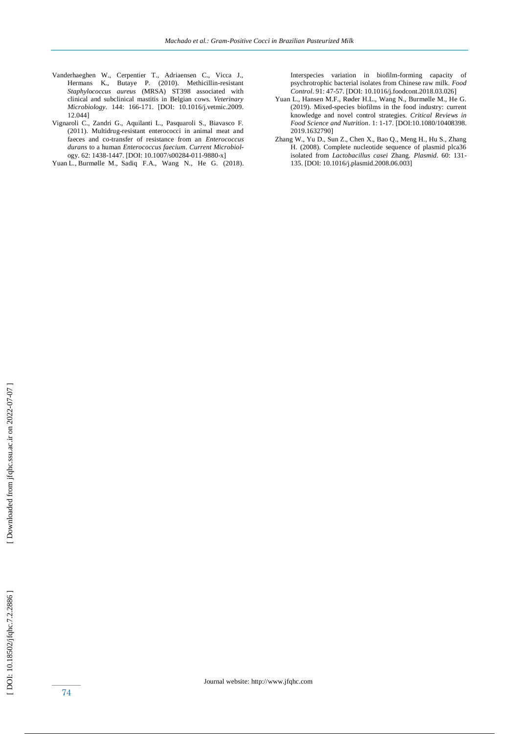Vanderhaeghen W., Cerpentier T., Adriaensen C., Vicca J., Hermans K., Butaye P. (2010). Methicillin-resistant *Staphylococcus aureus* (MRSA) ST398 associated with clinical and subclinical mastitis in Belgian cows. *Veterinary Microbiology*. 144: 166-171. [DOI: 10.1016/j.vetmic.2009.12.044]

Vignaroli C., Zandri G., Aquilanti L., Pasquaroli S., Biavasco F. (2011). Multidrug-resistant enterococci in animal meat and faeces and co-transfer of resistance from an *Enterococcus durans* to a human *Enterococcus faecium*. *Current Microbiology*. 62: 1438-1447. [DOI: 10.1007/s00284-011-9880-x]

Yuan L., Burmølle M., Sadiq F.A., Wang N., He G. (2018). Interspecies variation in biofilm-forming capacity of psychrotrophic bacterial isolates from Chinese raw milk. *Food Control*. 91: 47-57. [DOI: 10.1016/j.foodcont.2018.03.026]

Yuan L., Hansen M.F., Røder H.L., Wang N., Burmølle M., He G. (2019). Mixed-species biofilms in the food industry: current knowledge and novel control strategies. *Critical Reviews in Food Science and Nutrition*. 1: 1-17. [DOI:10.1080/10408398.2019.1632790]

Zhang W., Yu D., Sun Z., Chen X., Bao Q., Meng H., Hu S., Zhang H. (2008). Complete nucleotide sequence of plasmid plca36 isolated from *Lactobacillus casei* Zhang. *Plasmid*. 60: 131-135. [DOI: 10.1016/j.plasmid.2008.06.003]